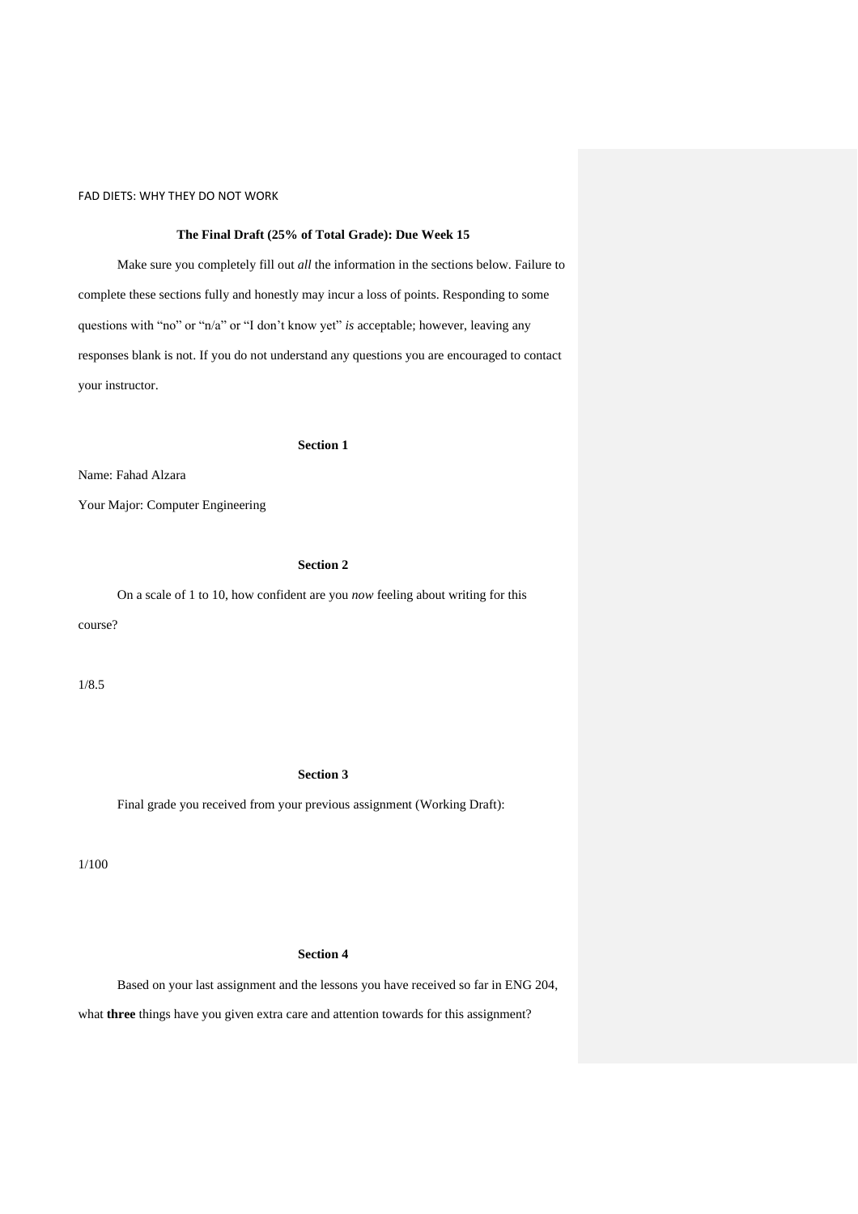**The Final Draft (25% of Total Grade): Due Week 15**

Make sure you completely fill out *all* the information in the sections below. Failure to complete these sections fully and honestly may incur a loss of points. Responding to some questions with "no" or "n/a" or "I don't know yet" *is* acceptable; however, leaving any responses blank is not. If you do not understand any questions you are encouraged to contact your instructor.

**Section 1**

Name: Fahad Alzara

Your Major: Computer Engineering

**Section 2**

On a scale of 1 to 10, how confident are you *now* feeling about writing for this course?

1/8.5

**Section 3**

Final grade you received from your previous assignment (Working Draft):

1/100

**Section 4**

Based on your last assignment and the lessons you have received so far in ENG 204, what **three** things have you given extra care and attention towards for this assignment?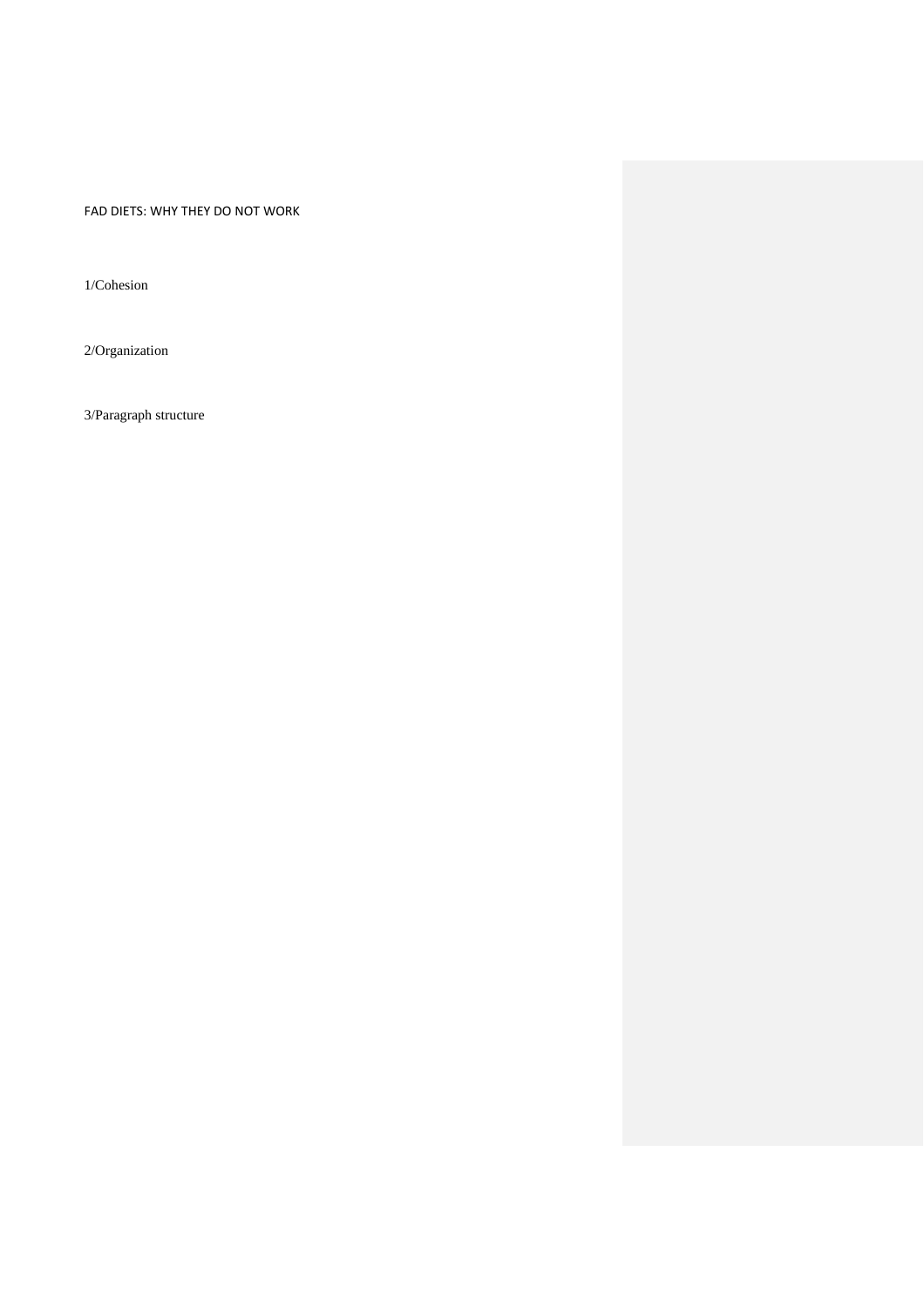FAD DIETS: WHY THEY DO NOT WORK

1/Cohesion

2/Organization

3/Paragraph structure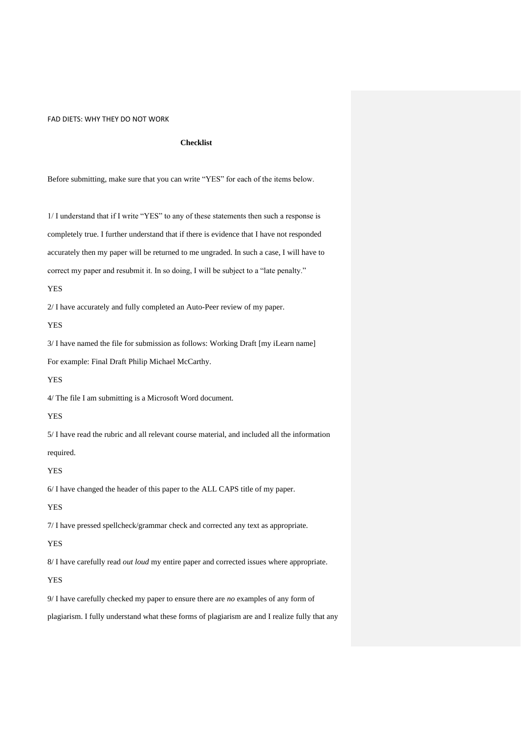## Checklist

Before submitting, make sure that you can write "YES" for each of the items below.

1/ I understand that if I write "YES" to any of these statements then such a response is completely true. I further understand that if there is evidence that I have not responded accurately then my paper will be returned to me ungraded. In such a case, I will have to correct my paper and resubmit it. In so doing, I will be subject to a "late penalty."

YES

2/ I have accurately and fully completed an Auto-Peer review of my paper.

YES

3/ I have named the file for submission as follows: Working Draft [my iLearn name]
For example: Final Draft Philip Michael McCarthy.

YES

4/ The file I am submitting is a Microsoft Word document.

YES

5/ I have read the rubric and all relevant course material, and included all the information required.

YES

6/ I have changed the header of this paper to the ALL CAPS title of my paper.

YES

7/ I have pressed spellcheck/grammar check and corrected any text as appropriate.

YES

8/ I have carefully read *out loud* my entire paper and corrected issues where appropriate.

YES

9/ I have carefully checked my paper to ensure there are *no* examples of any form of plagiarism. I fully understand what these forms of plagiarism are and I realize fully that any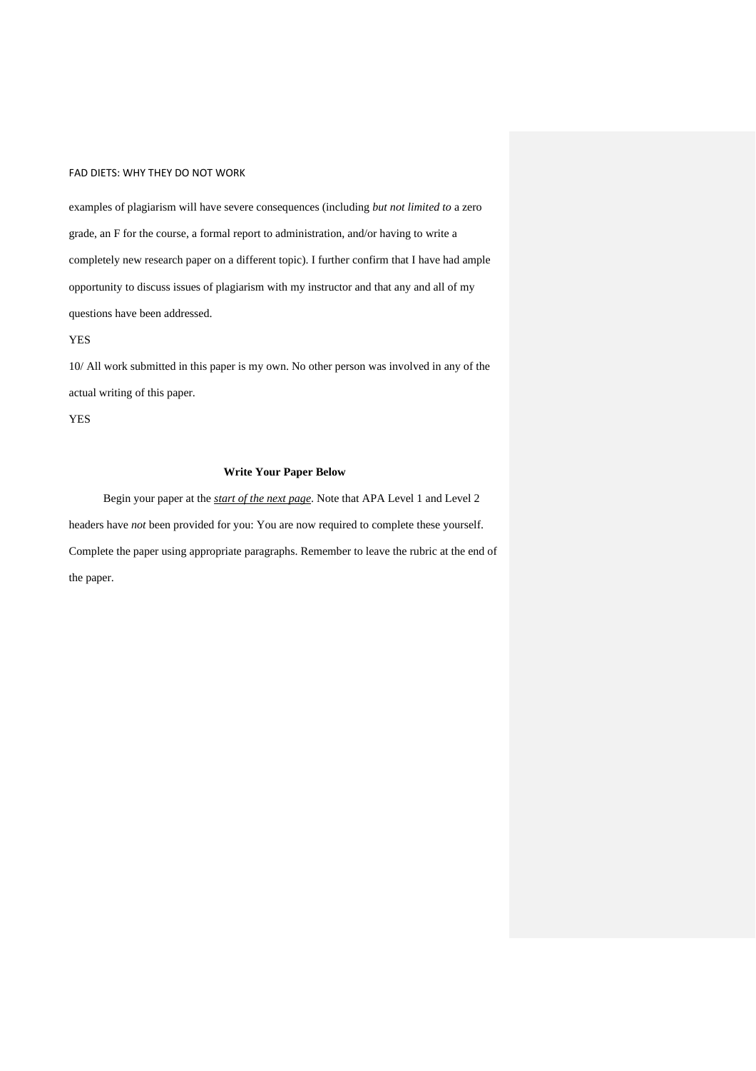examples of plagiarism will have severe consequences (including *but not limited to* a zero grade, an F for the course, a formal report to administration, and/or having to write a completely new research paper on a different topic). I further confirm that I have had ample opportunity to discuss issues of plagiarism with my instructor and that any and all of my questions have been addressed.

YES

10/ All work submitted in this paper is my own. No other person was involved in any of the actual writing of this paper.

YES

**Write Your Paper Below**

Begin your paper at the ***start of the next page***. Note that APA Level 1 and Level 2 headers have *not* been provided for you: You are now required to complete these yourself. Complete the paper using appropriate paragraphs. Remember to leave the rubric at the end of the paper.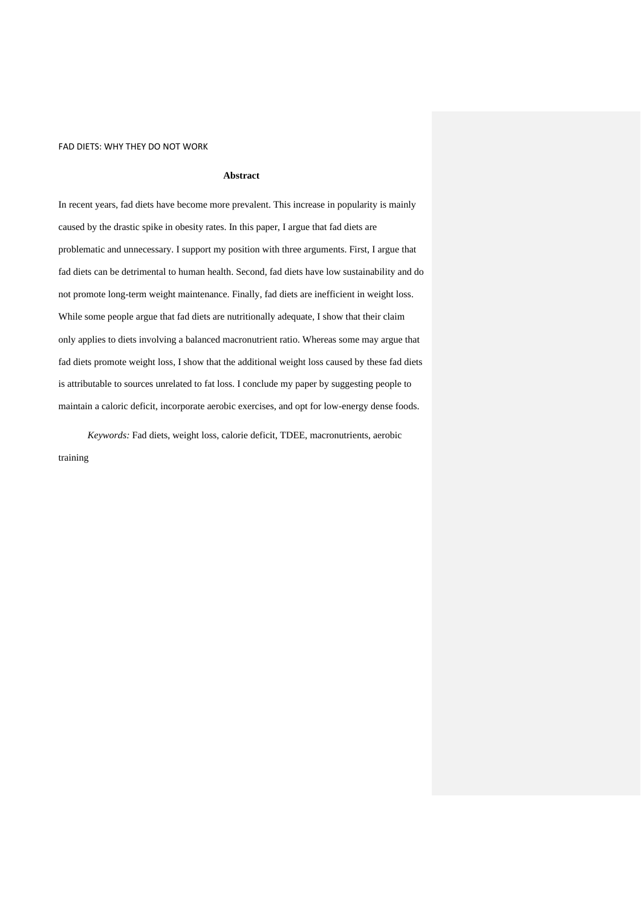## Abstract

In recent years, fad diets have become more prevalent. This increase in popularity is mainly caused by the drastic spike in obesity rates. In this paper, I argue that fad diets are problematic and unnecessary. I support my position with three arguments. First, I argue that fad diets can be detrimental to human health. Second, fad diets have low sustainability and do not promote long-term weight maintenance. Finally, fad diets are inefficient in weight loss. While some people argue that fad diets are nutritionally adequate, I show that their claim only applies to diets involving a balanced macronutrient ratio. Whereas some may argue that fad diets promote weight loss, I show that the additional weight loss caused by these fad diets is attributable to sources unrelated to fat loss. I conclude my paper by suggesting people to maintain a caloric deficit, incorporate aerobic exercises, and opt for low-energy dense foods.

*Keywords:* Fad diets, weight loss, calorie deficit, TDEE, macronutrients, aerobic training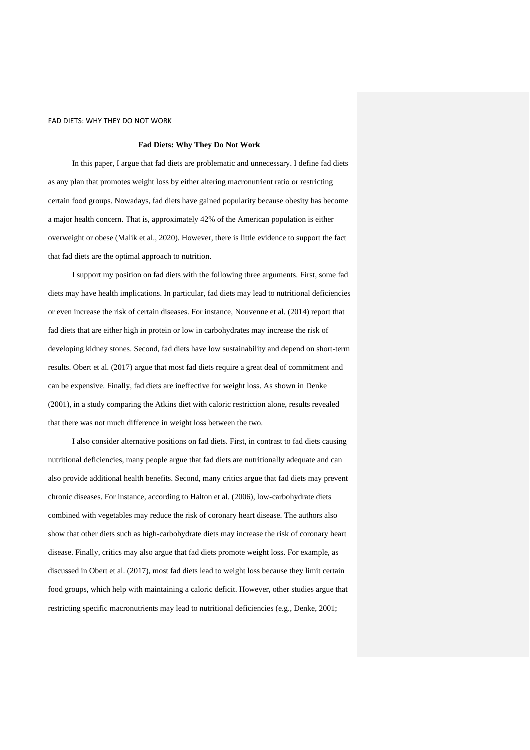**Fad Diets: Why They Do Not Work**

In this paper, I argue that fad diets are problematic and unnecessary. I define fad diets as any plan that promotes weight loss by either altering macronutrient ratio or restricting certain food groups. Nowadays, fad diets have gained popularity because obesity has become a major health concern. That is, approximately 42% of the American population is either overweight or obese (Malik et al., 2020). However, there is little evidence to support the fact that fad diets are the optimal approach to nutrition.

I support my position on fad diets with the following three arguments. First, some fad diets may have health implications. In particular, fad diets may lead to nutritional deficiencies or even increase the risk of certain diseases. For instance, Nouvenne et al. (2014) report that fad diets that are either high in protein or low in carbohydrates may increase the risk of developing kidney stones. Second, fad diets have low sustainability and depend on short-term results. Obert et al. (2017) argue that most fad diets require a great deal of commitment and can be expensive. Finally, fad diets are ineffective for weight loss. As shown in Denke (2001), in a study comparing the Atkins diet with caloric restriction alone, results revealed that there was not much difference in weight loss between the two.

I also consider alternative positions on fad diets. First, in contrast to fad diets causing nutritional deficiencies, many people argue that fad diets are nutritionally adequate and can also provide additional health benefits. Second, many critics argue that fad diets may prevent chronic diseases. For instance, according to Halton et al. (2006), low-carbohydrate diets combined with vegetables may reduce the risk of coronary heart disease. The authors also show that other diets such as high-carbohydrate diets may increase the risk of coronary heart disease. Finally, critics may also argue that fad diets promote weight loss. For example, as discussed in Obert et al. (2017), most fad diets lead to weight loss because they limit certain food groups, which help with maintaining a caloric deficit. However, other studies argue that restricting specific macronutrients may lead to nutritional deficiencies (e.g., Denke, 2001;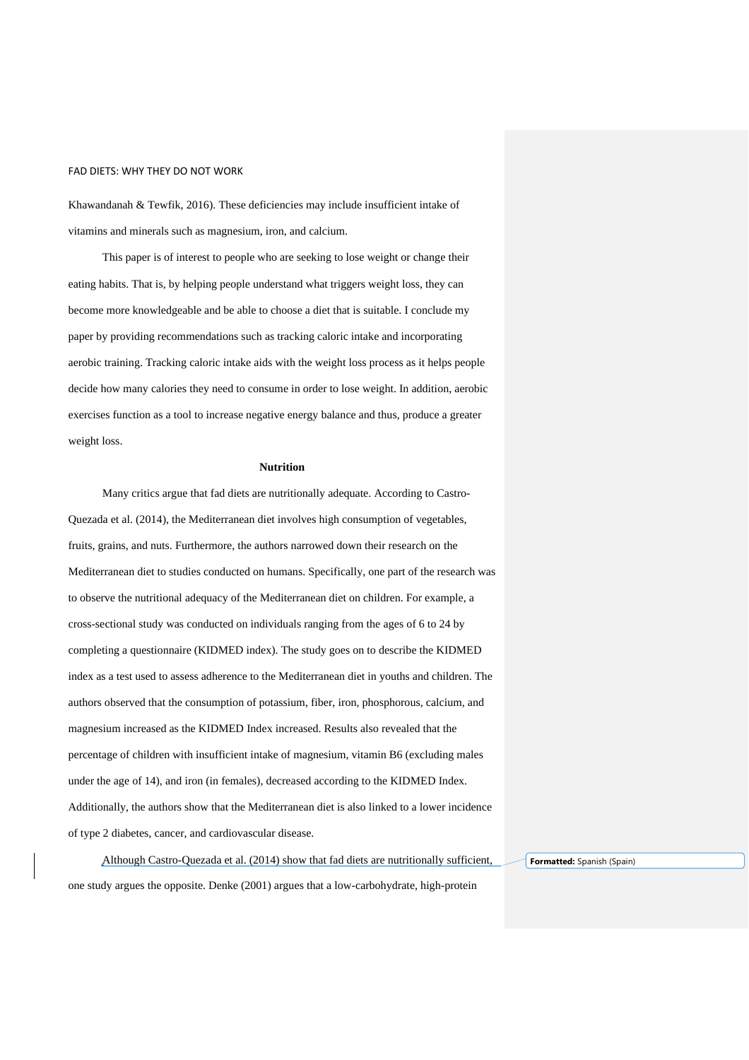Khawandanah & Tewfik, 2016). These deficiencies may include insufficient intake of vitamins and minerals such as magnesium, iron, and calcium.

This paper is of interest to people who are seeking to lose weight or change their eating habits. That is, by helping people understand what triggers weight loss, they can become more knowledgeable and be able to choose a diet that is suitable. I conclude my paper by providing recommendations such as tracking caloric intake and incorporating aerobic training. Tracking caloric intake aids with the weight loss process as it helps people decide how many calories they need to consume in order to lose weight. In addition, aerobic exercises function as a tool to increase negative energy balance and thus, produce a greater weight loss.

**Nutrition**

Many critics argue that fad diets are nutritionally adequate. According to Castro-Quezada et al. (2014), the Mediterranean diet involves high consumption of vegetables, fruits, grains, and nuts. Furthermore, the authors narrowed down their research on the Mediterranean diet to studies conducted on humans. Specifically, one part of the research was to observe the nutritional adequacy of the Mediterranean diet on children. For example, a cross-sectional study was conducted on individuals ranging from the ages of 6 to 24 by completing a questionnaire (KIDMED index). The study goes on to describe the KIDMED index as a test used to assess adherence to the Mediterranean diet in youths and children. The authors observed that the consumption of potassium, fiber, iron, phosphorous, calcium, and magnesium increased as the KIDMED Index increased. Results also revealed that the percentage of children with insufficient intake of magnesium, vitamin B6 (excluding males under the age of 14), and iron (in females), decreased according to the KIDMED Index. Additionally, the authors show that the Mediterranean diet is also linked to a lower incidence of type 2 diabetes, cancer, and cardiovascular disease.

Although Castro-Quezada et al. (2014) show that fad diets are nutritionally sufficient, one study argues the opposite. Denke (2001) argues that a low-carbohydrate, high-protein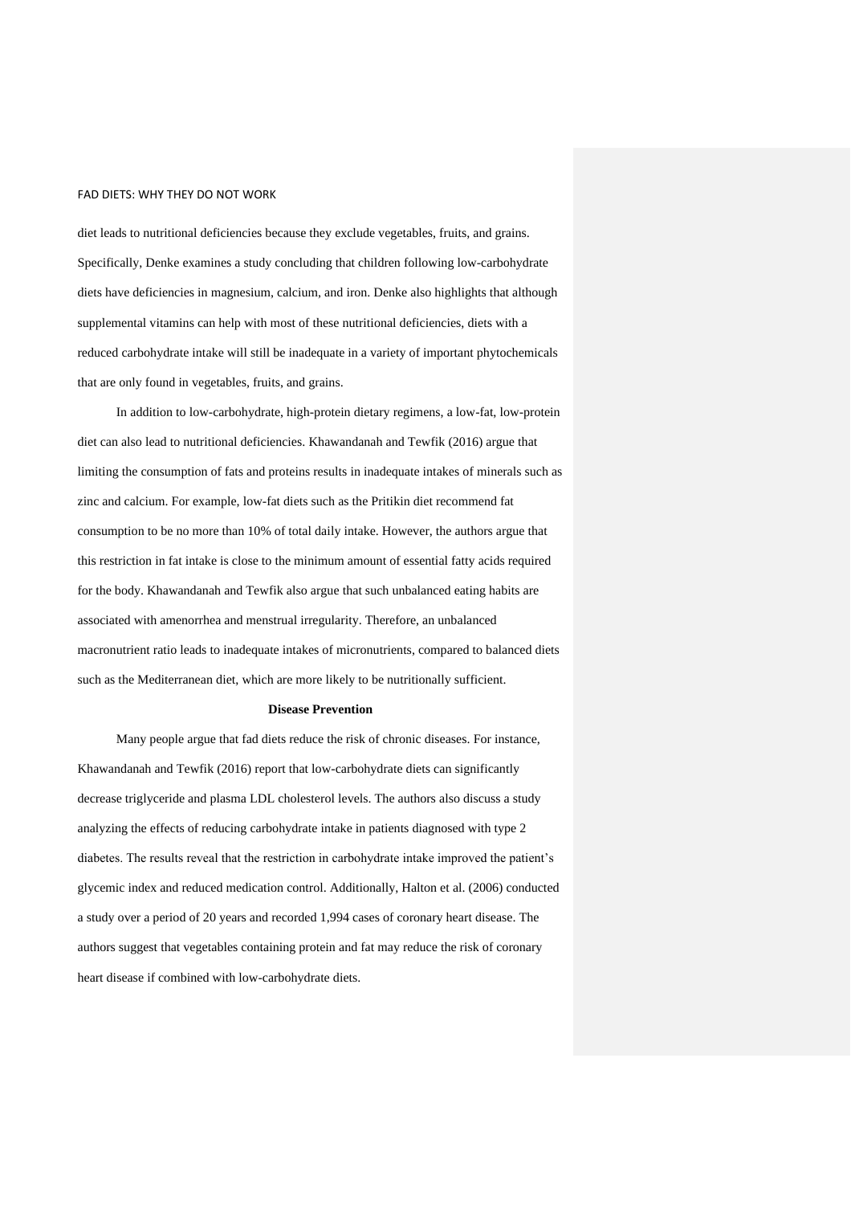diet leads to nutritional deficiencies because they exclude vegetables, fruits, and grains. Specifically, Denke examines a study concluding that children following low-carbohydrate diets have deficiencies in magnesium, calcium, and iron. Denke also highlights that although supplemental vitamins can help with most of these nutritional deficiencies, diets with a reduced carbohydrate intake will still be inadequate in a variety of important phytochemicals that are only found in vegetables, fruits, and grains.

In addition to low-carbohydrate, high-protein dietary regimens, a low-fat, low-protein diet can also lead to nutritional deficiencies. Khawandanah and Tewfik (2016) argue that limiting the consumption of fats and proteins results in inadequate intakes of minerals such as zinc and calcium. For example, low-fat diets such as the Pritikin diet recommend fat consumption to be no more than 10% of total daily intake. However, the authors argue that this restriction in fat intake is close to the minimum amount of essential fatty acids required for the body. Khawandanah and Tewfik also argue that such unbalanced eating habits are associated with amenorrhea and menstrual irregularity. Therefore, an unbalanced macronutrient ratio leads to inadequate intakes of micronutrients, compared to balanced diets such as the Mediterranean diet, which are more likely to be nutritionally sufficient.

## Disease Prevention

Many people argue that fad diets reduce the risk of chronic diseases. For instance, Khawandanah and Tewfik (2016) report that low-carbohydrate diets can significantly decrease triglyceride and plasma LDL cholesterol levels. The authors also discuss a study analyzing the effects of reducing carbohydrate intake in patients diagnosed with type 2 diabetes. The results reveal that the restriction in carbohydrate intake improved the patient's glycemic index and reduced medication control. Additionally, Halton et al. (2006) conducted a study over a period of 20 years and recorded 1,994 cases of coronary heart disease. The authors suggest that vegetables containing protein and fat may reduce the risk of coronary heart disease if combined with low-carbohydrate diets.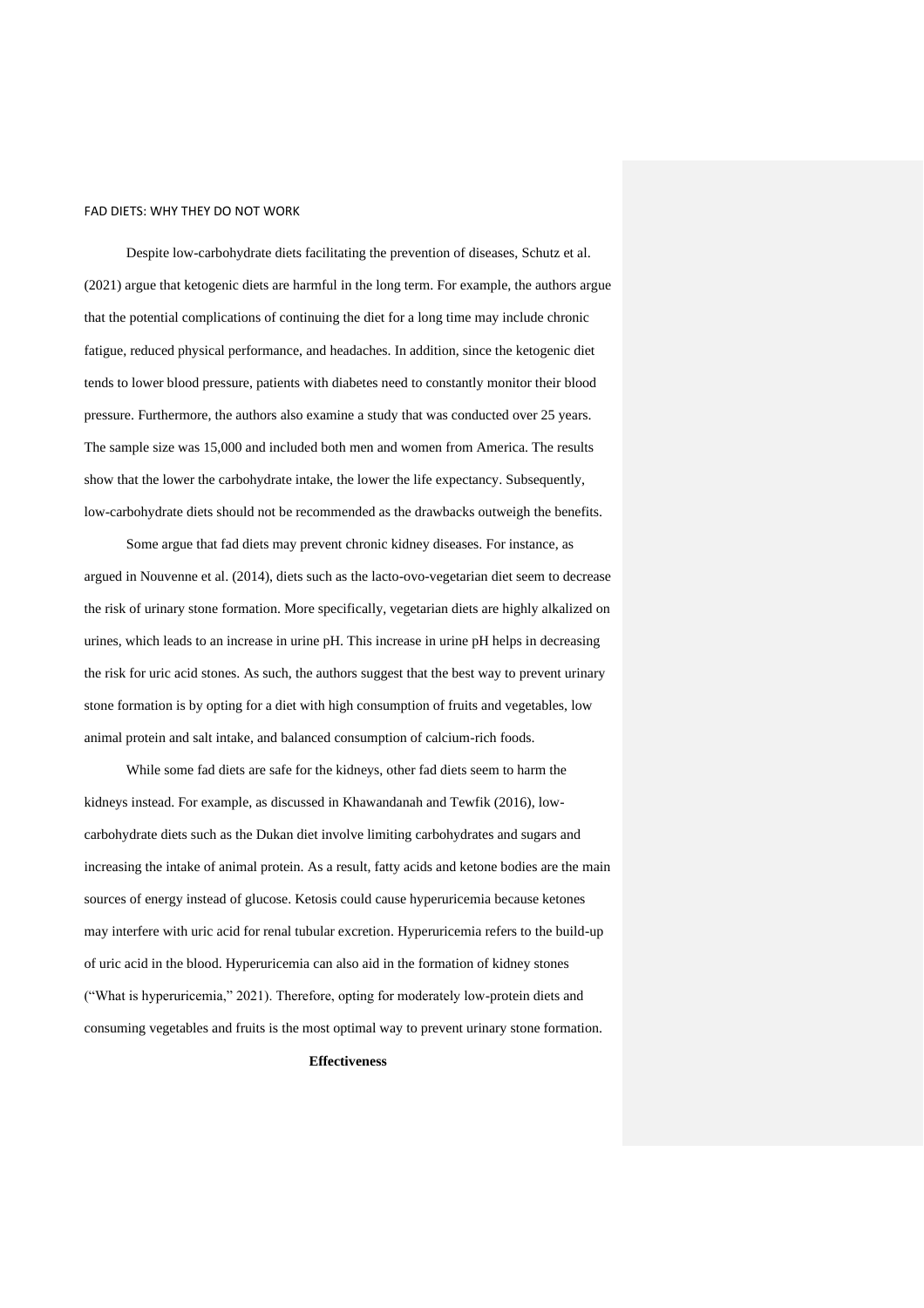Despite low-carbohydrate diets facilitating the prevention of diseases, Schutz et al. (2021) argue that ketogenic diets are harmful in the long term. For example, the authors argue that the potential complications of continuing the diet for a long time may include chronic fatigue, reduced physical performance, and headaches. In addition, since the ketogenic diet tends to lower blood pressure, patients with diabetes need to constantly monitor their blood pressure. Furthermore, the authors also examine a study that was conducted over 25 years. The sample size was 15,000 and included both men and women from America. The results show that the lower the carbohydrate intake, the lower the life expectancy. Subsequently, low-carbohydrate diets should not be recommended as the drawbacks outweigh the benefits.

Some argue that fad diets may prevent chronic kidney diseases. For instance, as argued in Nouvenne et al. (2014), diets such as the lacto-ovo-vegetarian diet seem to decrease the risk of urinary stone formation. More specifically, vegetarian diets are highly alkalized on urines, which leads to an increase in urine pH. This increase in urine pH helps in decreasing the risk for uric acid stones. As such, the authors suggest that the best way to prevent urinary stone formation is by opting for a diet with high consumption of fruits and vegetables, low animal protein and salt intake, and balanced consumption of calcium-rich foods.

While some fad diets are safe for the kidneys, other fad diets seem to harm the kidneys instead. For example, as discussed in Khawandanah and Tewfik (2016), low-carbohydrate diets such as the Dukan diet involve limiting carbohydrates and sugars and increasing the intake of animal protein. As a result, fatty acids and ketone bodies are the main sources of energy instead of glucose. Ketosis could cause hyperuricemia because ketones may interfere with uric acid for renal tubular excretion. Hyperuricemia refers to the build-up of uric acid in the blood. Hyperuricemia can also aid in the formation of kidney stones ("What is hyperuricemia," 2021). Therefore, opting for moderately low-protein diets and consuming vegetables and fruits is the most optimal way to prevent urinary stone formation.

**Effectiveness**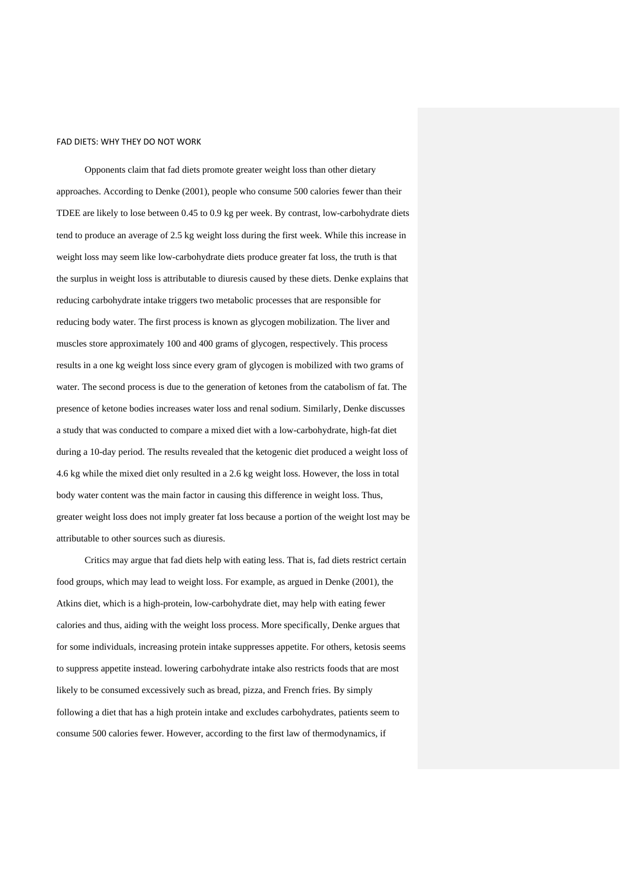Opponents claim that fad diets promote greater weight loss than other dietary approaches. According to Denke (2001), people who consume 500 calories fewer than their TDEE are likely to lose between 0.45 to 0.9 kg per week. By contrast, low-carbohydrate diets tend to produce an average of 2.5 kg weight loss during the first week. While this increase in weight loss may seem like low-carbohydrate diets produce greater fat loss, the truth is that the surplus in weight loss is attributable to diuresis caused by these diets. Denke explains that reducing carbohydrate intake triggers two metabolic processes that are responsible for reducing body water. The first process is known as glycogen mobilization. The liver and muscles store approximately 100 and 400 grams of glycogen, respectively. This process results in a one kg weight loss since every gram of glycogen is mobilized with two grams of water. The second process is due to the generation of ketones from the catabolism of fat. The presence of ketone bodies increases water loss and renal sodium. Similarly, Denke discusses a study that was conducted to compare a mixed diet with a low-carbohydrate, high-fat diet during a 10-day period. The results revealed that the ketogenic diet produced a weight loss of 4.6 kg while the mixed diet only resulted in a 2.6 kg weight loss. However, the loss in total body water content was the main factor in causing this difference in weight loss. Thus, greater weight loss does not imply greater fat loss because a portion of the weight lost may be attributable to other sources such as diuresis.

Critics may argue that fad diets help with eating less. That is, fad diets restrict certain food groups, which may lead to weight loss. For example, as argued in Denke (2001), the Atkins diet, which is a high-protein, low-carbohydrate diet, may help with eating fewer calories and thus, aiding with the weight loss process. More specifically, Denke argues that for some individuals, increasing protein intake suppresses appetite. For others, ketosis seems to suppress appetite instead. lowering carbohydrate intake also restricts foods that are most likely to be consumed excessively such as bread, pizza, and French fries. By simply following a diet that has a high protein intake and excludes carbohydrates, patients seem to consume 500 calories fewer. However, according to the first law of thermodynamics, if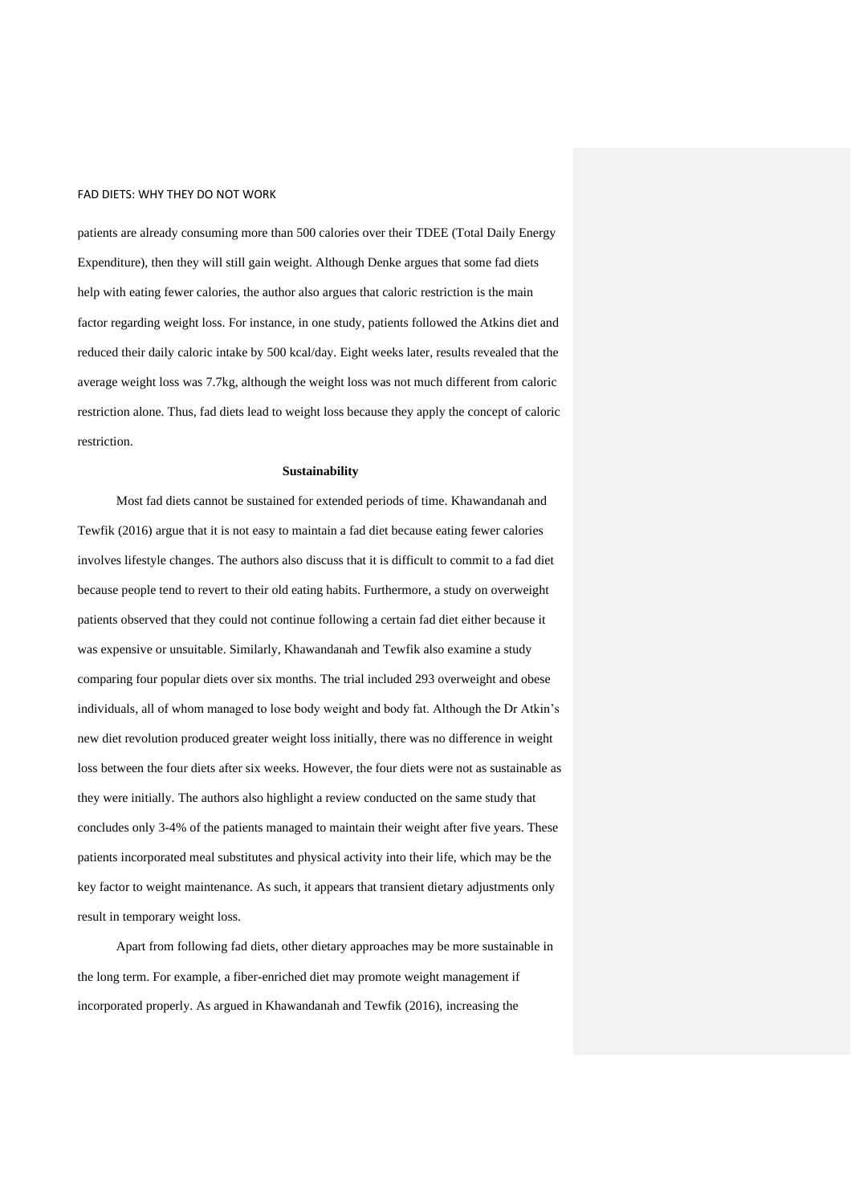patients are already consuming more than 500 calories over their TDEE (Total Daily Energy Expenditure), then they will still gain weight. Although Denke argues that some fad diets help with eating fewer calories, the author also argues that caloric restriction is the main factor regarding weight loss. For instance, in one study, patients followed the Atkins diet and reduced their daily caloric intake by 500 kcal/day. Eight weeks later, results revealed that the average weight loss was 7.7kg, although the weight loss was not much different from caloric restriction alone. Thus, fad diets lead to weight loss because they apply the concept of caloric restriction.

**Sustainability**

Most fad diets cannot be sustained for extended periods of time. Khawandanah and Tewfik (2016) argue that it is not easy to maintain a fad diet because eating fewer calories involves lifestyle changes. The authors also discuss that it is difficult to commit to a fad diet because people tend to revert to their old eating habits. Furthermore, a study on overweight patients observed that they could not continue following a certain fad diet either because it was expensive or unsuitable. Similarly, Khawandanah and Tewfik also examine a study comparing four popular diets over six months. The trial included 293 overweight and obese individuals, all of whom managed to lose body weight and body fat. Although the Dr Atkin's new diet revolution produced greater weight loss initially, there was no difference in weight loss between the four diets after six weeks. However, the four diets were not as sustainable as they were initially. The authors also highlight a review conducted on the same study that concludes only 3-4% of the patients managed to maintain their weight after five years. These patients incorporated meal substitutes and physical activity into their life, which may be the key factor to weight maintenance. As such, it appears that transient dietary adjustments only result in temporary weight loss.

Apart from following fad diets, other dietary approaches may be more sustainable in the long term. For example, a fiber-enriched diet may promote weight management if incorporated properly. As argued in Khawandanah and Tewfik (2016), increasing the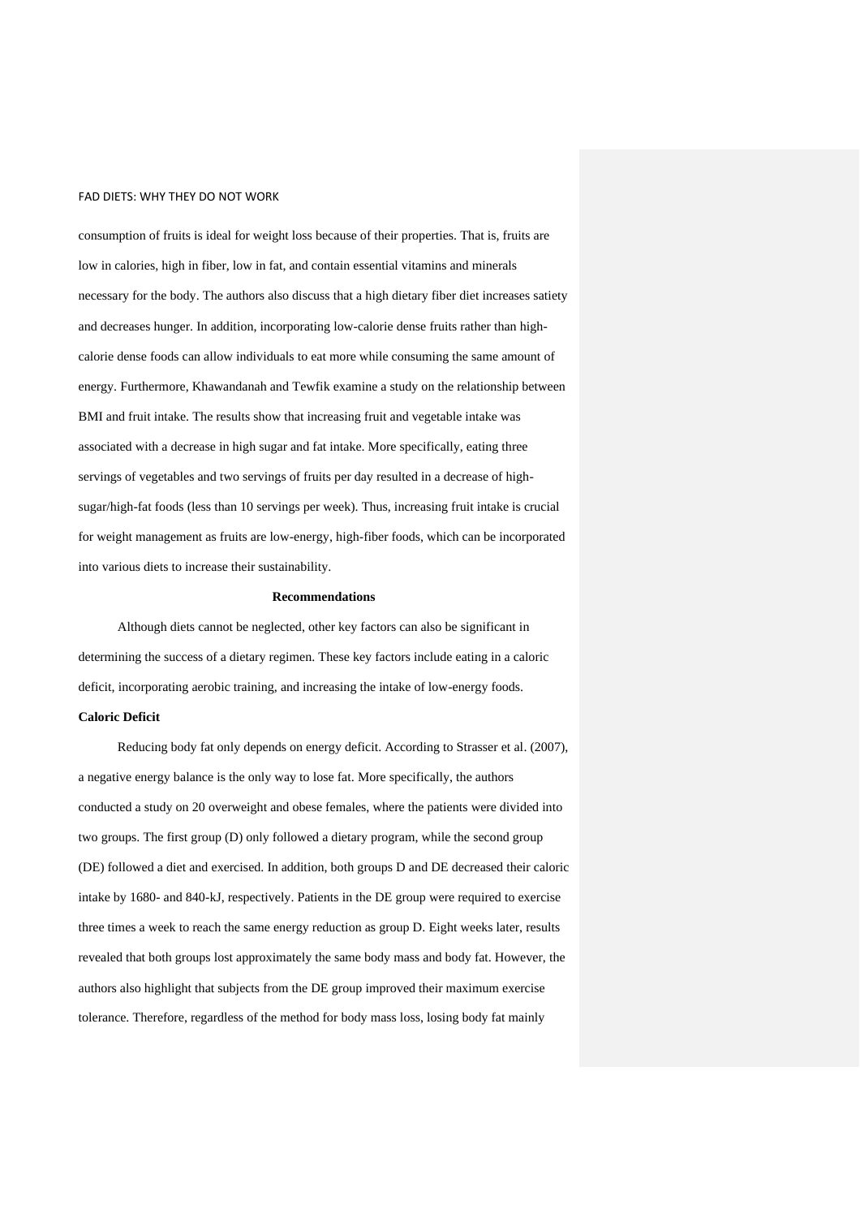consumption of fruits is ideal for weight loss because of their properties. That is, fruits are low in calories, high in fiber, low in fat, and contain essential vitamins and minerals necessary for the body. The authors also discuss that a high dietary fiber diet increases satiety and decreases hunger. In addition, incorporating low-calorie dense fruits rather than high-calorie dense foods can allow individuals to eat more while consuming the same amount of energy. Furthermore, Khawandanah and Tewfik examine a study on the relationship between BMI and fruit intake. The results show that increasing fruit and vegetable intake was associated with a decrease in high sugar and fat intake. More specifically, eating three servings of vegetables and two servings of fruits per day resulted in a decrease of high-sugar/high-fat foods (less than 10 servings per week). Thus, increasing fruit intake is crucial for weight management as fruits are low-energy, high-fiber foods, which can be incorporated into various diets to increase their sustainability.

## Recommendations

Although diets cannot be neglected, other key factors can also be significant in determining the success of a dietary regimen. These key factors include eating in a caloric deficit, incorporating aerobic training, and increasing the intake of low-energy foods.

### Caloric Deficit

Reducing body fat only depends on energy deficit. According to Strasser et al. (2007), a negative energy balance is the only way to lose fat. More specifically, the authors conducted a study on 20 overweight and obese females, where the patients were divided into two groups. The first group (D) only followed a dietary program, while the second group (DE) followed a diet and exercised. In addition, both groups D and DE decreased their caloric intake by 1680- and 840-kJ, respectively. Patients in the DE group were required to exercise three times a week to reach the same energy reduction as group D. Eight weeks later, results revealed that both groups lost approximately the same body mass and body fat. However, the authors also highlight that subjects from the DE group improved their maximum exercise tolerance. Therefore, regardless of the method for body mass loss, losing body fat mainly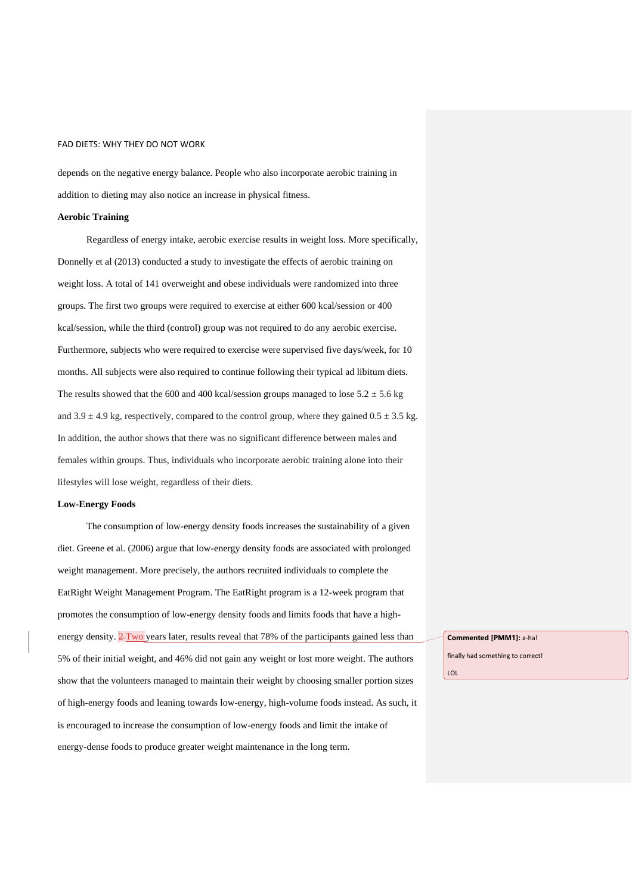depends on the negative energy balance. People who also incorporate aerobic training in addition to dieting may also notice an increase in physical fitness.

**Aerobic Training**

Regardless of energy intake, aerobic exercise results in weight loss. More specifically, Donnelly et al (2013) conducted a study to investigate the effects of aerobic training on weight loss. A total of 141 overweight and obese individuals were randomized into three groups. The first two groups were required to exercise at either 600 kcal/session or 400 kcal/session, while the third (control) group was not required to do any aerobic exercise. Furthermore, subjects who were required to exercise were supervised five days/week, for 10 months. All subjects were also required to continue following their typical ad libitum diets. The results showed that the 600 and 400 kcal/session groups managed to lose $5.2 \pm 5.6$ kg and $3.9 \pm 4.9$ kg, respectively, compared to the control group, where they gained $0.5 \pm 3.5$ kg. In addition, the author shows that there was no significant difference between males and females within groups. Thus, individuals who incorporate aerobic training alone into their lifestyles will lose weight, regardless of their diets.

**Low-Energy Foods**

The consumption of low-energy density foods increases the sustainability of a given diet. Greene et al. (2006) argue that low-energy density foods are associated with prolonged weight management. More precisely, the authors recruited individuals to complete the EatRight Weight Management Program. The EatRight program is a 12-week program that promotes the consumption of low-energy density foods and limits foods that have a high-energy density. ~~2~~ Two years later, results reveal that 78% of the participants gained less than 5% of their initial weight, and 46% did not gain any weight or lost more weight. The authors show that the volunteers managed to maintain their weight by choosing smaller portion sizes of high-energy foods and leaning towards low-energy, high-volume foods instead. As such, it is encouraged to increase the consumption of low-energy foods and limit the intake of energy-dense foods to produce greater weight maintenance in the long term.

**Commented [PMM1]:** a-ha!

finally had something to correct!

LOL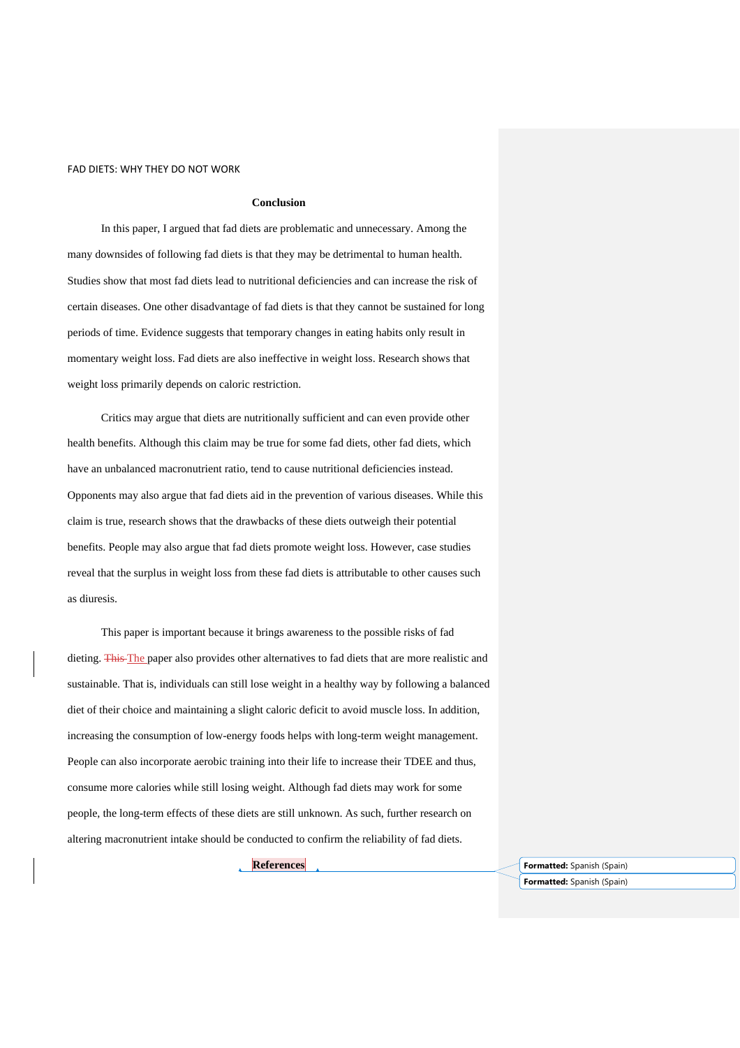## Conclusion

In this paper, I argued that fad diets are problematic and unnecessary. Among the many downsides of following fad diets is that they may be detrimental to human health. Studies show that most fad diets lead to nutritional deficiencies and can increase the risk of certain diseases. One other disadvantage of fad diets is that they cannot be sustained for long periods of time. Evidence suggests that temporary changes in eating habits only result in momentary weight loss. Fad diets are also ineffective in weight loss. Research shows that weight loss primarily depends on caloric restriction.

Critics may argue that diets are nutritionally sufficient and can even provide other health benefits. Although this claim may be true for some fad diets, other fad diets, which have an unbalanced macronutrient ratio, tend to cause nutritional deficiencies instead. Opponents may also argue that fad diets aid in the prevention of various diseases. While this claim is true, research shows that the drawbacks of these diets outweigh their potential benefits. People may also argue that fad diets promote weight loss. However, case studies reveal that the surplus in weight loss from these fad diets is attributable to other causes such as diuresis.

This paper is important because it brings awareness to the possible risks of fad dieting. ~~This~~ The paper also provides other alternatives to fad diets that are more realistic and sustainable. That is, individuals can still lose weight in a healthy way by following a balanced diet of their choice and maintaining a slight caloric deficit to avoid muscle loss. In addition, increasing the consumption of low-energy foods helps with long-term weight management. People can also incorporate aerobic training into their life to increase their TDEE and thus, consume more calories while still losing weight. Although fad diets may work for some people, the long-term effects of these diets are still unknown. As such, further research on altering macronutrient intake should be conducted to confirm the reliability of fad diets.

## References

**Formatted:** Spanish (Spain)

**Formatted:** Spanish (Spain)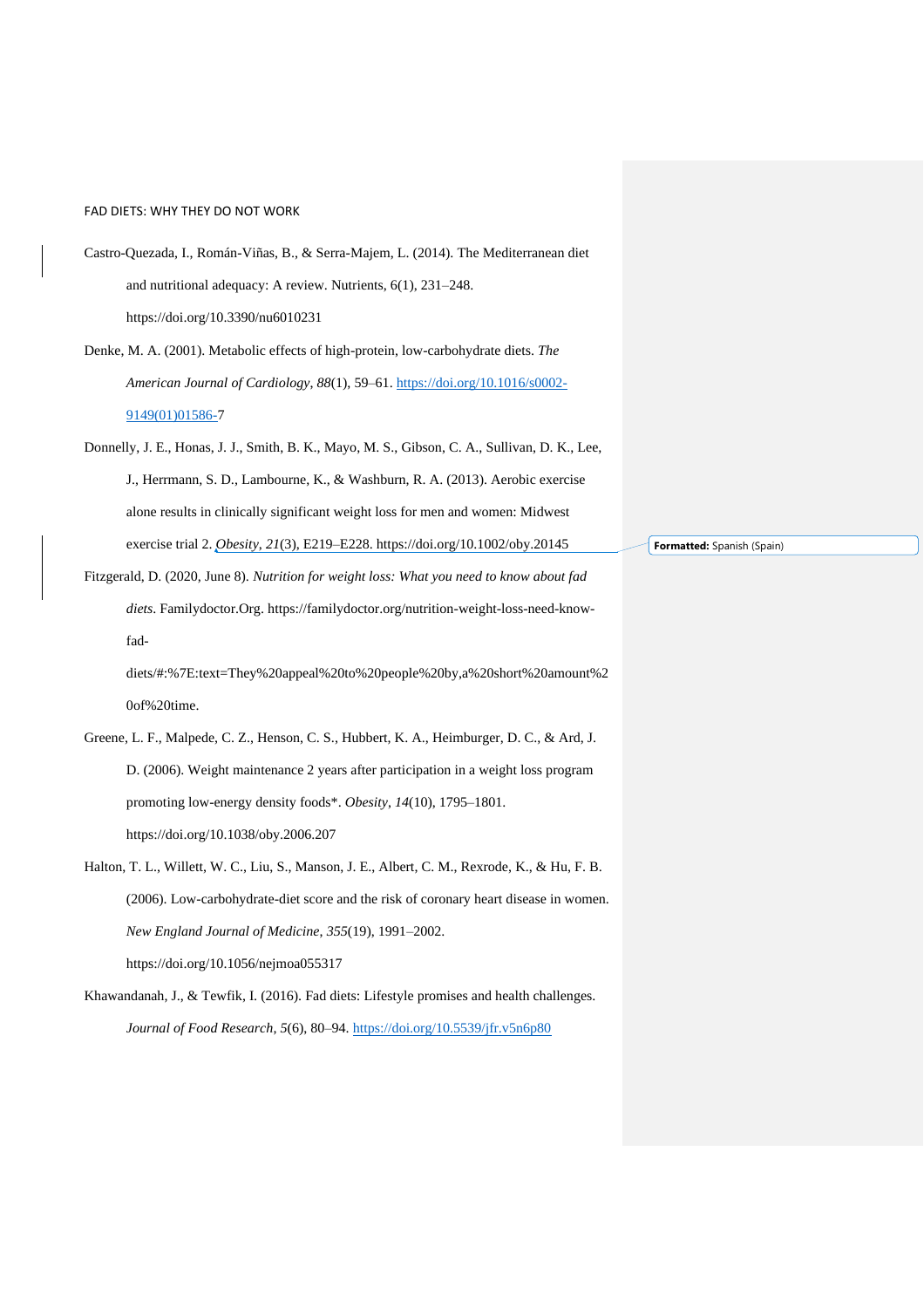Castro-Quezada, I., Román-Viñas, B., & Serra-Majem, L. (2014). The Mediterranean diet and nutritional adequacy: A review. Nutrients, 6(1), 231–248. https://doi.org/10.3390/nu6010231

Denke, M. A. (2001). Metabolic effects of high-protein, low-carbohydrate diets. *The American Journal of Cardiology*, *88*(1), 59–61. https://doi.org/10.1016/s0002-9149(01)01586-7

Donnelly, J. E., Honas, J. J., Smith, B. K., Mayo, M. S., Gibson, C. A., Sullivan, D. K., Lee, J., Herrmann, S. D., Lambourne, K., & Washburn, R. A. (2013). Aerobic exercise alone results in clinically significant weight loss for men and women: Midwest exercise trial 2. *Obesity*, *21*(3), E219–E228. https://doi.org/10.1002/oby.20145

Fitzgerald, D. (2020, June 8). *Nutrition for weight loss: What you need to know about fad diets*. Familydoctor.Org. https://familydoctor.org/nutrition-weight-loss-need-know-fad-diets/#:%7E:text=They%20appeal%20to%20people%20by,a%20short%20amount%20of%20time.

Greene, L. F., Malpede, C. Z., Henson, C. S., Hubbert, K. A., Heimburger, D. C., & Ard, J. D. (2006). Weight maintenance 2 years after participation in a weight loss program promoting low-energy density foods*. *Obesity*, *14*(10), 1795–1801. https://doi.org/10.1038/oby.2006.207

Halton, T. L., Willett, W. C., Liu, S., Manson, J. E., Albert, C. M., Rexrode, K., & Hu, F. B. (2006). Low-carbohydrate-diet score and the risk of coronary heart disease in women. *New England Journal of Medicine*, *355*(19), 1991–2002. https://doi.org/10.1056/nejmoa055317

Khawandanah, J., & Tewfik, I. (2016). Fad diets: Lifestyle promises and health challenges. *Journal of Food Research*, *5*(6), 80–94. https://doi.org/10.5539/jfr.v5n6p80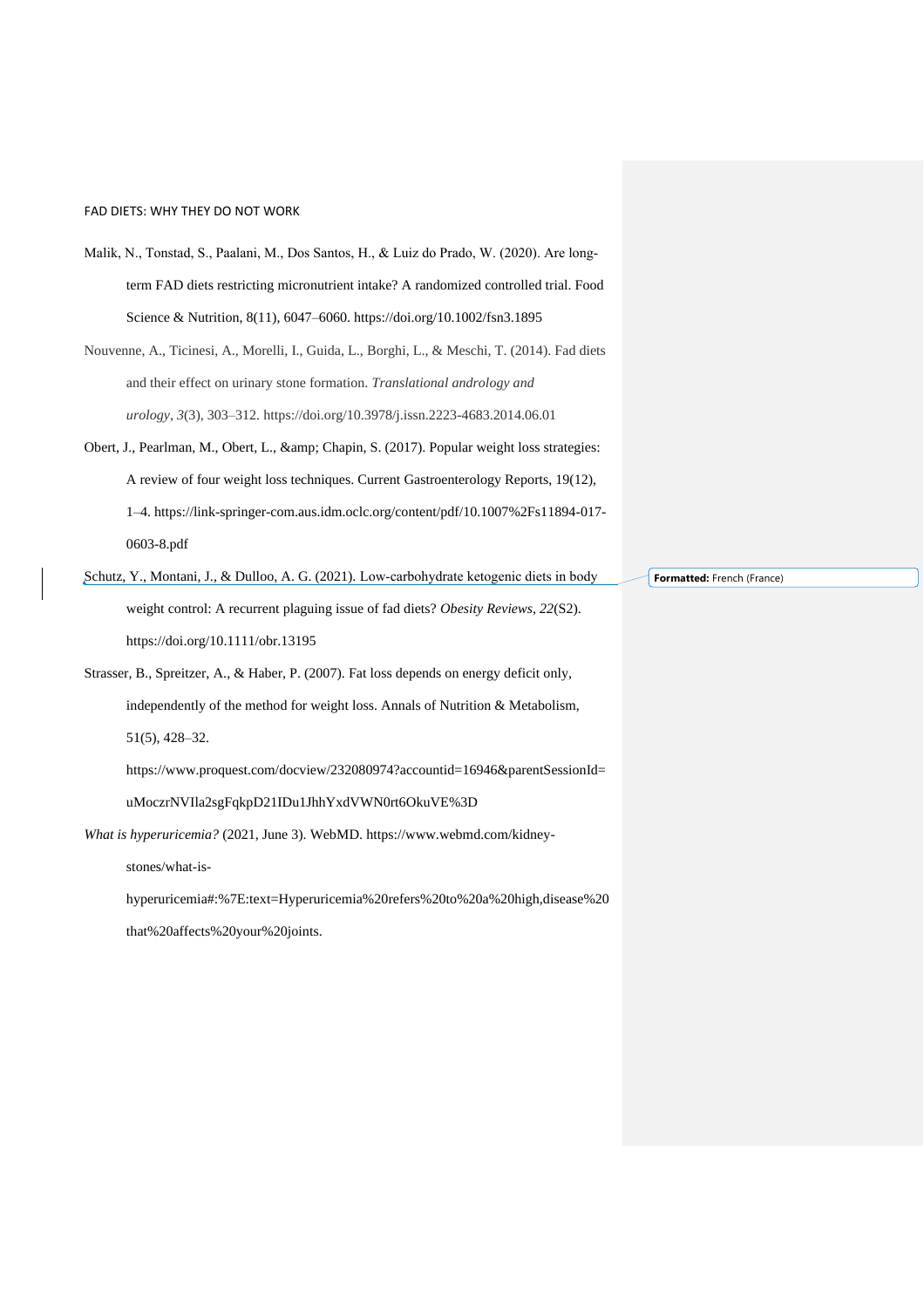Malik, N., Tonstad, S., Paalani, M., Dos Santos, H., & Luiz do Prado, W. (2020). Are long-term FAD diets restricting micronutrient intake? A randomized controlled trial. Food Science & Nutrition, 8(11), 6047–6060. https://doi.org/10.1002/fsn3.1895

Nouvenne, A., Ticinesi, A., Morelli, I., Guida, L., Borghi, L., & Meschi, T. (2014). Fad diets and their effect on urinary stone formation. *Translational andrology and urology*, *3*(3), 303–312. https://doi.org/10.3978/j.issn.2223-4683.2014.06.01

Obert, J., Pearlman, M., Obert, L., &amp; Chapin, S. (2017). Popular weight loss strategies: A review of four weight loss techniques. Current Gastroenterology Reports, 19(12), 1–4. https://link-springer-com.aus.idm.oclc.org/content/pdf/10.1007%2Fs11894-017-0603-8.pdf

Schutz, Y., Montani, J., & Dulloo, A. G. (2021). Low-carbohydrate ketogenic diets in body weight control: A recurrent plaguing issue of fad diets? *Obesity Reviews*, *22*(S2). https://doi.org/10.1111/obr.13195

Strasser, B., Spreitzer, A., & Haber, P. (2007). Fat loss depends on energy deficit only, independently of the method for weight loss. Annals of Nutrition & Metabolism, 51(5), 428–32. https://www.proquest.com/docview/232080974?accountid=16946&parentSessionId=uMoczrNVIla2sgFqkpD21IDu1JhhYxdVWN0rt6OkuVE%3D

*What is hyperuricemia?* (2021, June 3). WebMD. https://www.webmd.com/kidney-stones/what-is-hyperuricemia#:%7E:text=Hyperuricemia%20refers%20to%20a%20high,disease%20that%20affects%20your%20joints.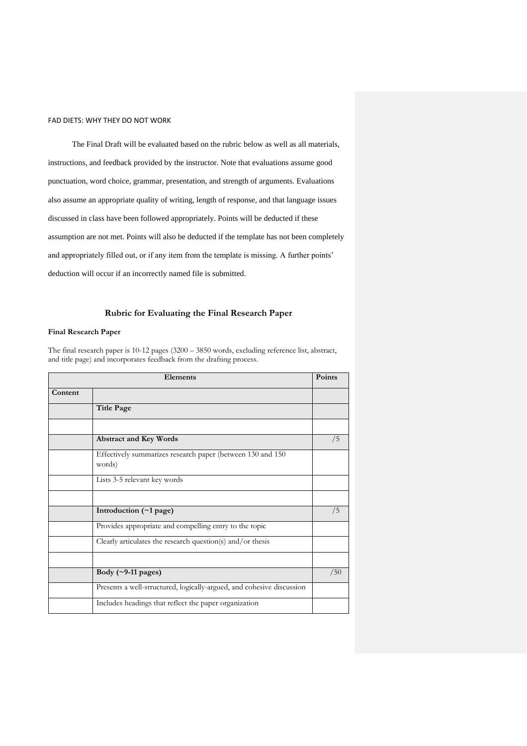The Final Draft will be evaluated based on the rubric below as well as all materials, instructions, and feedback provided by the instructor. Note that evaluations assume good punctuation, word choice, grammar, presentation, and strength of arguments. Evaluations also assume an appropriate quality of writing, length of response, and that language issues discussed in class have been followed appropriately. Points will be deducted if these assumption are not met. Points will also be deducted if the template has not been completely and appropriately filled out, or if any item from the template is missing. A further points' deduction will occur if an incorrectly named file is submitted.

## Rubric for Evaluating the Final Research Paper

**Final Research Paper**

The final research paper is 10-12 pages (3200 – 3850 words, excluding reference list, abstract, and title page) and incorporates feedback from the drafting process.

| Elements | | Points |
|---|---|---|
| **Content** | | |
| | **Title Page** | |
| | | |
| | **Abstract and Key Words** | /5 |
| | Effectively summarizes research paper (between 130 and 150 words) | |
| | Lists 3-5 relevant key words | |
| | | |
| | **Introduction (~1 page)** | /5 |
| | Provides appropriate and compelling entry to the topic | |
| | Clearly articulates the research question(s) and/or thesis | |
| | | |
| | **Body (~9-11 pages)** | /50 |
| | Presents a well-structured, logically-argued, and cohesive discussion | |
| | Includes headings that reflect the paper organization | |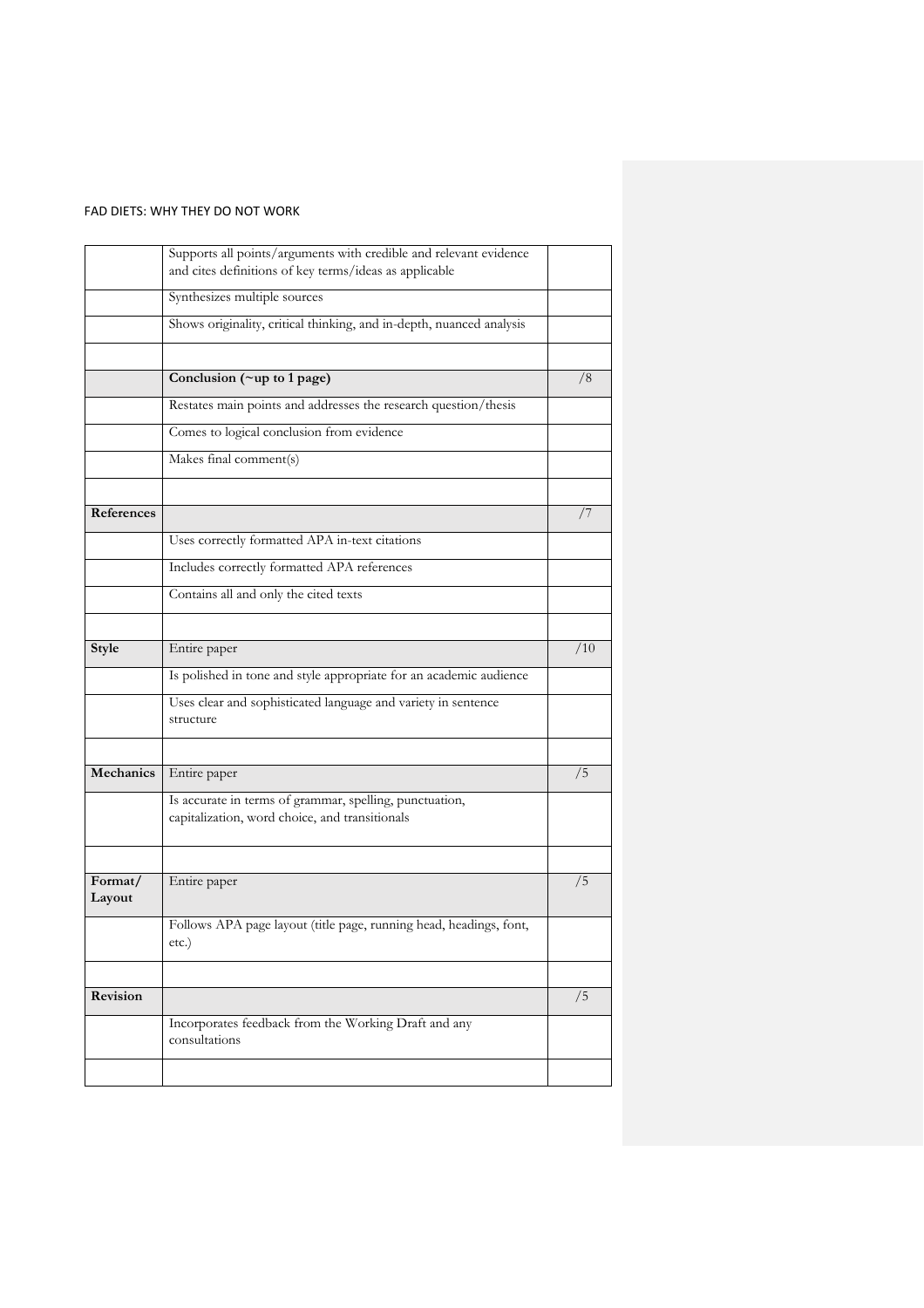| | | |
|---|---|---|
| | Supports all points/arguments with credible and relevant evidence and cites definitions of key terms/ideas as applicable | |
| | Synthesizes multiple sources | |
| | Shows originality, critical thinking, and in-depth, nuanced analysis | |
| | | |
| | **Conclusion (~up to 1 page)** | /8 |
| | Restates main points and addresses the research question/thesis | |
| | Comes to logical conclusion from evidence | |
| | Makes final comment(s) | |
| | | |
| **References** | | /7 |
| | Uses correctly formatted APA in-text citations | |
| | Includes correctly formatted APA references | |
| | Contains all and only the cited texts | |
| | | |
| **Style** | Entire paper | /10 |
| | Is polished in tone and style appropriate for an academic audience | |
| | Uses clear and sophisticated language and variety in sentence structure | |
| | | |
| **Mechanics** | Entire paper | /5 |
| | Is accurate in terms of grammar, spelling, punctuation, capitalization, word choice, and transitionals | |
| | | |
| **Format/ Layout** | Entire paper | /5 |
| | Follows APA page layout (title page, running head, headings, font, etc.) | |
| | | |
| **Revision** | | /5 |
| | Incorporates feedback from the Working Draft and any consultations | |
| | | |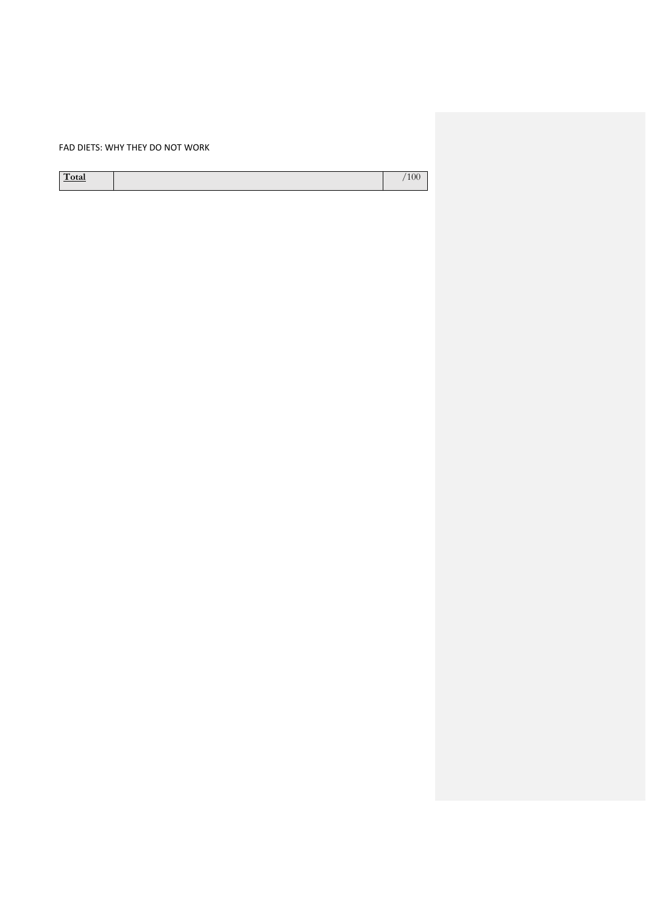FAD DIETS: WHY THEY DO NOT WORK

| | | |
|---|---|---|
| **Total** | | /100 |